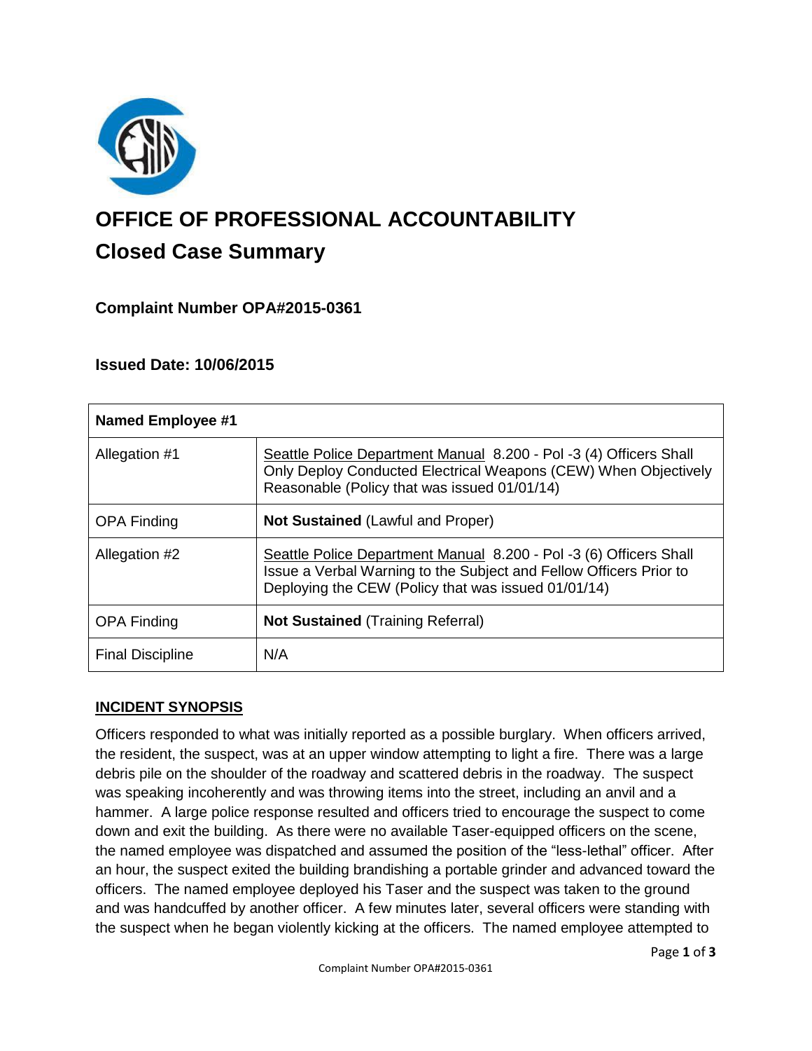# OFFICE OF PROFESSIONAL ACCOUNTABILITY

## Closed Case Summary

### Complaint Number OPA#2015-0361

### Issued Date: 10/06/2015

| **Named Employee #1** | |
|---|---|
| Allegation #1 | Seattle Police Department Manual 8.200 - Pol -3 (4) Officers Shall Only Deploy Conducted Electrical Weapons (CEW) When Objectively Reasonable (Policy that was issued 01/01/14) |
| OPA Finding | **Not Sustained** (Lawful and Proper) |
| Allegation #2 | Seattle Police Department Manual 8.200 - Pol -3 (6) Officers Shall Issue a Verbal Warning to the Subject and Fellow Officers Prior to Deploying the CEW (Policy that was issued 01/01/14) |
| OPA Finding | **Not Sustained** (Training Referral) |
| Final Discipline | N/A |

**INCIDENT SYNOPSIS**

Officers responded to what was initially reported as a possible burglary. When officers arrived, the resident, the suspect, was at an upper window attempting to light a fire. There was a large debris pile on the shoulder of the roadway and scattered debris in the roadway. The suspect was speaking incoherently and was throwing items into the street, including an anvil and a hammer. A large police response resulted and officers tried to encourage the suspect to come down and exit the building. As there were no available Taser-equipped officers on the scene, the named employee was dispatched and assumed the position of the "less-lethal" officer. After an hour, the suspect exited the building brandishing a portable grinder and advanced toward the officers. The named employee deployed his Taser and the suspect was taken to the ground and was handcuffed by another officer. A few minutes later, several officers were standing with the suspect when he began violently kicking at the officers. The named employee attempted to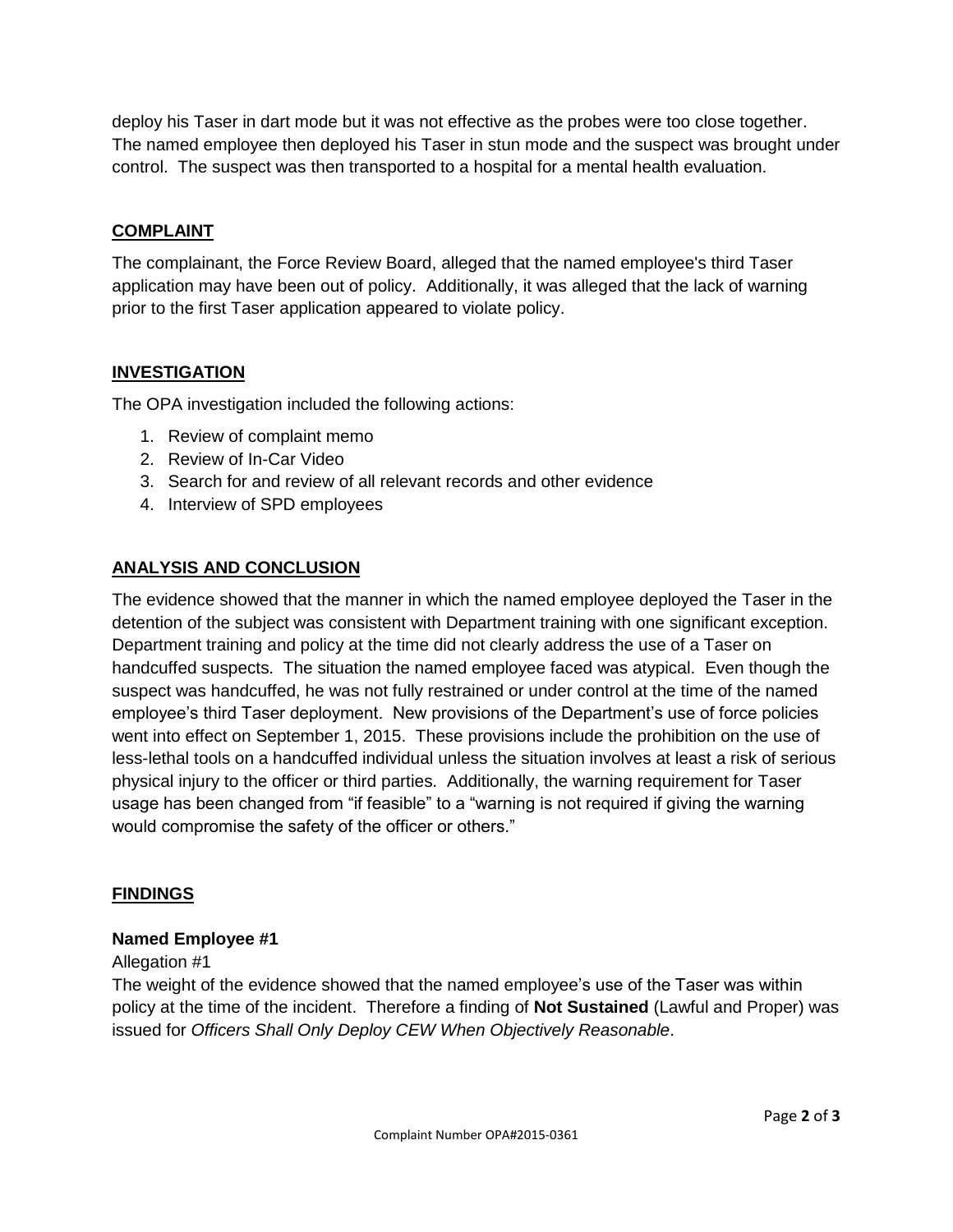deploy his Taser in dart mode but it was not effective as the probes were too close together. The named employee then deployed his Taser in stun mode and the suspect was brought under control. The suspect was then transported to a hospital for a mental health evaluation.

## COMPLAINT

The complainant, the Force Review Board, alleged that the named employee's third Taser application may have been out of policy. Additionally, it was alleged that the lack of warning prior to the first Taser application appeared to violate policy.

## INVESTIGATION

The OPA investigation included the following actions:

1. Review of complaint memo
2. Review of In-Car Video
3. Search for and review of all relevant records and other evidence
4. Interview of SPD employees

## ANALYSIS AND CONCLUSION

The evidence showed that the manner in which the named employee deployed the Taser in the detention of the subject was consistent with Department training with one significant exception. Department training and policy at the time did not clearly address the use of a Taser on handcuffed suspects. The situation the named employee faced was atypical. Even though the suspect was handcuffed, he was not fully restrained or under control at the time of the named employee's third Taser deployment. New provisions of the Department's use of force policies went into effect on September 1, 2015. These provisions include the prohibition on the use of less-lethal tools on a handcuffed individual unless the situation involves at least a risk of serious physical injury to the officer or third parties. Additionally, the warning requirement for Taser usage has been changed from "if feasible" to a "warning is not required if giving the warning would compromise the safety of the officer or others."

## FINDINGS

### Named Employee #1

Allegation #1

The weight of the evidence showed that the named employee's use of the Taser was within policy at the time of the incident. Therefore a finding of **Not Sustained** (Lawful and Proper) was issued for *Officers Shall Only Deploy CEW When Objectively Reasonable*.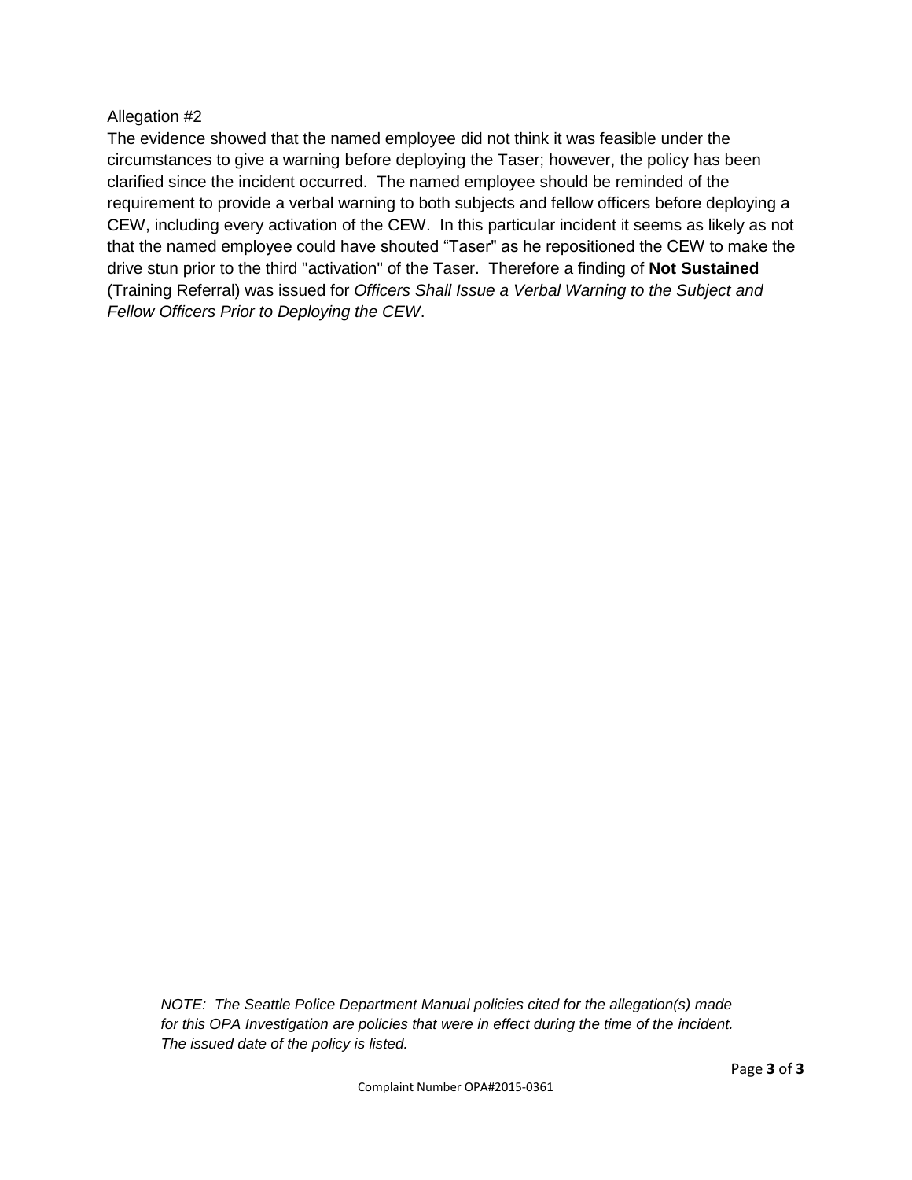Allegation #2

The evidence showed that the named employee did not think it was feasible under the circumstances to give a warning before deploying the Taser; however, the policy has been clarified since the incident occurred. The named employee should be reminded of the requirement to provide a verbal warning to both subjects and fellow officers before deploying a CEW, including every activation of the CEW. In this particular incident it seems as likely as not that the named employee could have shouted “Taser" as he repositioned the CEW to make the drive stun prior to the third "activation" of the Taser. Therefore a finding of **Not Sustained** (Training Referral) was issued for *Officers Shall Issue a Verbal Warning to the Subject and Fellow Officers Prior to Deploying the CEW*.

*NOTE: The Seattle Police Department Manual policies cited for the allegation(s) made for this OPA Investigation are policies that were in effect during the time of the incident. The issued date of the policy is listed.*

Complaint Number OPA#2015-0361